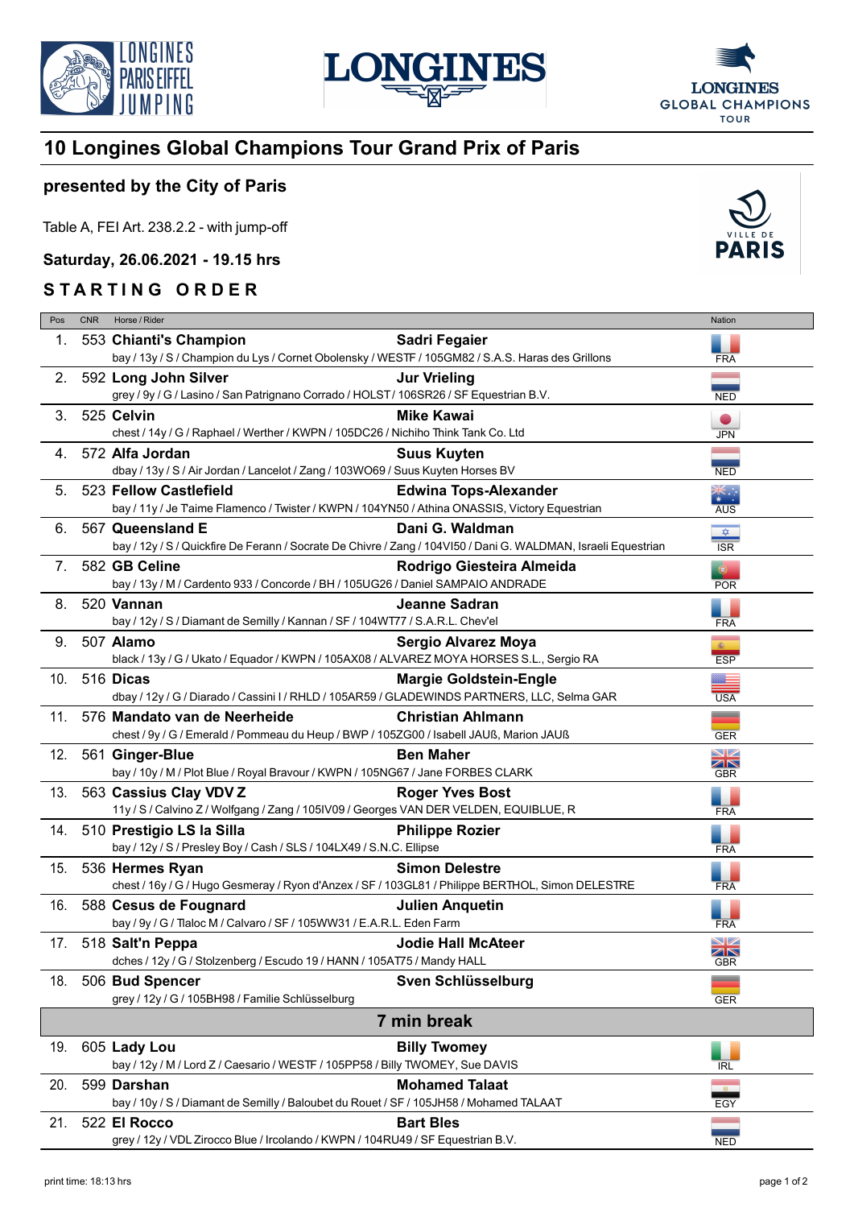# 10 Longines Global Champions Tour Grand Prix of Paris

## presented by the City of Paris

Table A, FEI Art. 238.2.2 - with jump-off

**Saturday, 26.06.2021 - 19.15 hrs**

## STARTING ORDER

| Pos | CNR | Horse / Rider | | Nation |
|---|---|---|---|---|
| 1. | 553 | **Chianti's Champion**<br>bay / 13y / S / Champion du Lys / Cornet Obolensky / WESTF / 105GM82 / S.A.S. Haras des Grillons | **Sadri Fegaier** | FRA |
| 2. | 592 | **Long John Silver**<br>grey / 9y / G / Lasino / San Patrignano Corrado / HOLST / 106SR26 / SF Equestrian B.V. | **Jur Vrieling** | NED |
| 3. | 525 | **Celvin**<br>chest / 14y / G / Raphael / Werther / KWPN / 105DC26 / Nichiho Think Tank Co. Ltd | **Mike Kawai** | JPN |
| 4. | 572 | **Alfa Jordan**<br>dbay / 13y / S / Air Jordan / Lancelot / Zang / 103WO69 / Suus Kuyten Horses BV | **Suus Kuyten** | NED |
| 5. | 523 | **Fellow Castlefield**<br>bay / 11y / Je Taime Flamenco / Twister / KWPN / 104YN50 / Athina ONASSIS, Victory Equestrian | **Edwina Tops-Alexander** | AUS |
| 6. | 567 | **Queensland E**<br>bay / 12y / S / Quickfire De Ferann / Socrate De Chivre / Zang / 104VI50 / Dani G. WALDMAN, Israeli Equestrian | **Dani G. Waldman** | ISR |
| 7. | 582 | **GB Celine**<br>bay / 13y / M / Cardento 933 / Concorde / BH / 105UG26 / Daniel SAMPAIO ANDRADE | **Rodrigo Giesteira Almeida** | POR |
| 8. | 520 | **Vannan**<br>bay / 12y / S / Diamant de Semilly / Kannan / SF / 104WT77 / S.A.R.L. Chev'el | **Jeanne Sadran** | FRA |
| 9. | 507 | **Alamo**<br>black / 13y / G / Ukato / Equador / KWPN / 105AX08 / ALVAREZ MOYA HORSES S.L., Sergio RA | **Sergio Alvarez Moya** | ESP |
| 10. | 516 | **Dicas**<br>dbay / 12y / G / Diarado / Cassini I / RHLD / 105AR59 / GLADEWINDS PARTNERS, LLC, Selma GAR | **Margie Goldstein-Engle** | USA |
| 11. | 576 | **Mandato van de Neerheide**<br>chest / 9y / G / Emerald / Pommeau du Heup / BWP / 105ZG00 / Isabell JAUß, Marion JAUß | **Christian Ahlmann** | GER |
| 12. | 561 | **Ginger-Blue**<br>bay / 10y / M / Plot Blue / Royal Bravour / KWPN / 105NG67 / Jane FORBES CLARK | **Ben Maher** | GBR |
| 13. | 563 | **Cassius Clay VDV Z**<br>11y / S / Calvino Z / Wolfgang / Zang / 105IV09 / Georges VAN DER VELDEN, EQUIBLUE, R | **Roger Yves Bost** | FRA |
| 14. | 510 | **Prestigio LS la Silla**<br>bay / 12y / S / Presley Boy / Cash / SLS / 104LX49 / S.N.C. Ellipse | **Philippe Rozier** | FRA |
| 15. | 536 | **Hermes Ryan**<br>chest / 16y / G / Hugo Gesmeray / Ryon d'Anzex / SF / 103GL81 / Philippe BERTHOL, Simon DELESTRE | **Simon Delestre** | FRA |
| 16. | 588 | **Cesus de Fougnard**<br>bay / 9y / G / Tlaloc M / Calvaro / SF / 105WW31 / E.A.R.L. Eden Farm | **Julien Anquetin** | FRA |
| 17. | 518 | **Salt'n Peppa**<br>dches / 12y / G / Stolzenberg / Escudo 19 / HANN / 105AT75 / Mandy HALL | **Jodie Hall McAteer** | GBR |
| 18. | 506 | **Bud Spencer**<br>grey / 12y / G / 105BH98 / Familie Schlüsselburg | **Sven Schlüsselburg** | GER |
| | | **7 min break** | | |
| 19. | 605 | **Lady Lou**<br>bay / 12y / M / Lord Z / Caesario / WESTF / 105PP58 / Billy TWOMEY, Sue DAVIS | **Billy Twomey** | IRL |
| 20. | 599 | **Darshan**<br>bay / 10y / S / Diamant de Semilly / Baloubet du Rouet / SF / 105JH58 / Mohamed TALAAT | **Mohamed Talaat** | EGY |
| 21. | 522 | **El Rocco**<br>grey / 12y / VDL Zirocco Blue / Ircolando / KWPN / 104RU49 / SF Equestrian B.V. | **Bart Bles** | NED |

print time: 18:13 hrs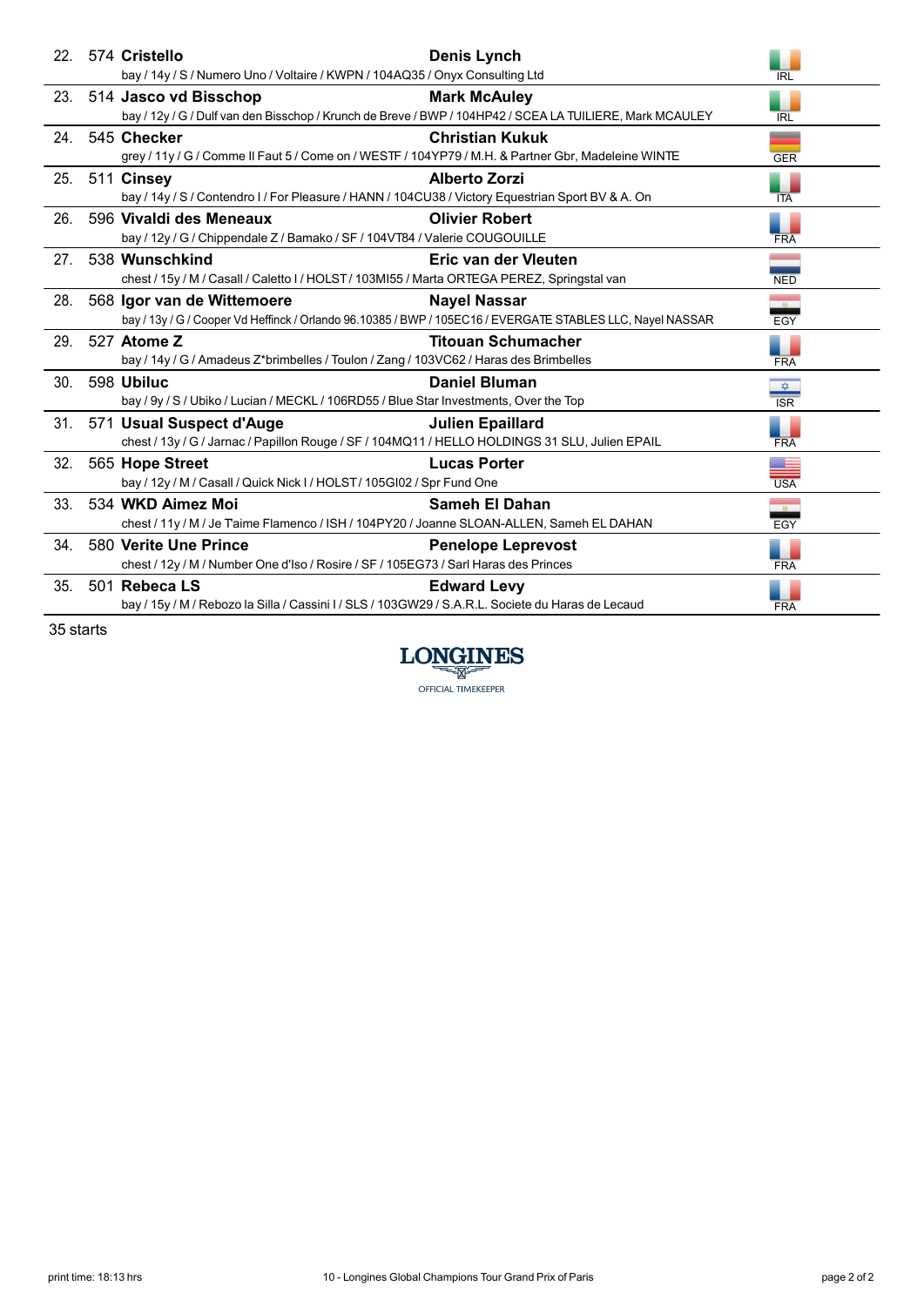| | | | |
|---|---|---|---|
| 22. | 574 **Cristello**<br>bay / 14y / S / Numero Uno / Voltaire / KWPN / 104AQ35 / Onyx Consulting Ltd | **Denis Lynch** | IRL |
| 23. | 514 **Jasco vd Bisschop**<br>bay / 12y / G / Dulf van den Bisschop / Krunch de Breve / BWP / 104HP42 / SCEA LA TUILIERE, Mark MCAULEY | **Mark McAuley** | IRL |
| 24. | 545 **Checker**<br>grey / 11y / G / Comme Il Faut 5 / Come on / WESTF / 104YP79 / M.H. & Partner Gbr, Madeleine WINTE | **Christian Kukuk** | GER |
| 25. | 511 **Cinsey**<br>bay / 14y / S / Contendro I / For Pleasure / HANN / 104CU38 / Victory Equestrian Sport BV & A. On | **Alberto Zorzi** | ITA |
| 26. | 596 **Vivaldi des Meneaux**<br>bay / 12y / G / Chippendale Z / Bamako / SF / 104VT84 / Valerie COUGOUILLE | **Olivier Robert** | FRA |
| 27. | 538 **Wunschkind**<br>chest / 15y / M / Casall / Caletto I / HOLST / 103MI55 / Marta ORTEGA PEREZ, Springstal van | **Eric van der Vleuten** | NED |
| 28. | 568 **Igor van de Wittemoere**<br>bay / 13y / G / Cooper Vd Heffinck / Orlando 96.10385 / BWP / 105EC16 / EVERGATE STABLES LLC, Nayel NASSAR | **Nayel Nassar** | EGY |
| 29. | 527 **Atome Z**<br>bay / 14y / G / Amadeus Z*brimbelles / Toulon / Zang / 103VC62 / Haras des Brimbelles | **Titouan Schumacher** | FRA |
| 30. | 598 **Ubiluc**<br>bay / 9y / S / Ubiko / Lucian / MECKL / 106RD55 / Blue Star Investments, Over the Top | **Daniel Bluman** | ISR |
| 31. | 571 **Usual Suspect d'Auge**<br>chest / 13y / G / Jarnac / Papillon Rouge / SF / 104MQ11 / HELLO HOLDINGS 31 SLU, Julien EPAIL | **Julien Epaillard** | FRA |
| 32. | 565 **Hope Street**<br>bay / 12y / M / Casall / Quick Nick I / HOLST / 105GI02 / Spr Fund One | **Lucas Porter** | USA |
| 33. | 534 **WKD Aimez Moi**<br>chest / 11y / M / Je Taime Flamenco / ISH / 104PY20 / Joanne SLOAN-ALLEN, Sameh EL DAHAN | **Sameh El Dahan** | EGY |
| 34. | 580 **Verite Une Prince**<br>chest / 12y / M / Number One d'Iso / Rosire / SF / 105EG73 / Sarl Haras des Princes | **Penelope Leprevost** | FRA |
| 35. | 501 **Rebeca LS**<br>bay / 15y / M / Rebozo la Silla / Cassini I / SLS / 103GW29 / S.A.R.L. Societe du Haras de Lecaud | **Edward Levy** | FRA |

35 starts

LONGINES
OFFICIAL TIMEKEEPER

print time: 18:13 hrs

10 - Longines Global Champions Tour Grand Prix of Paris